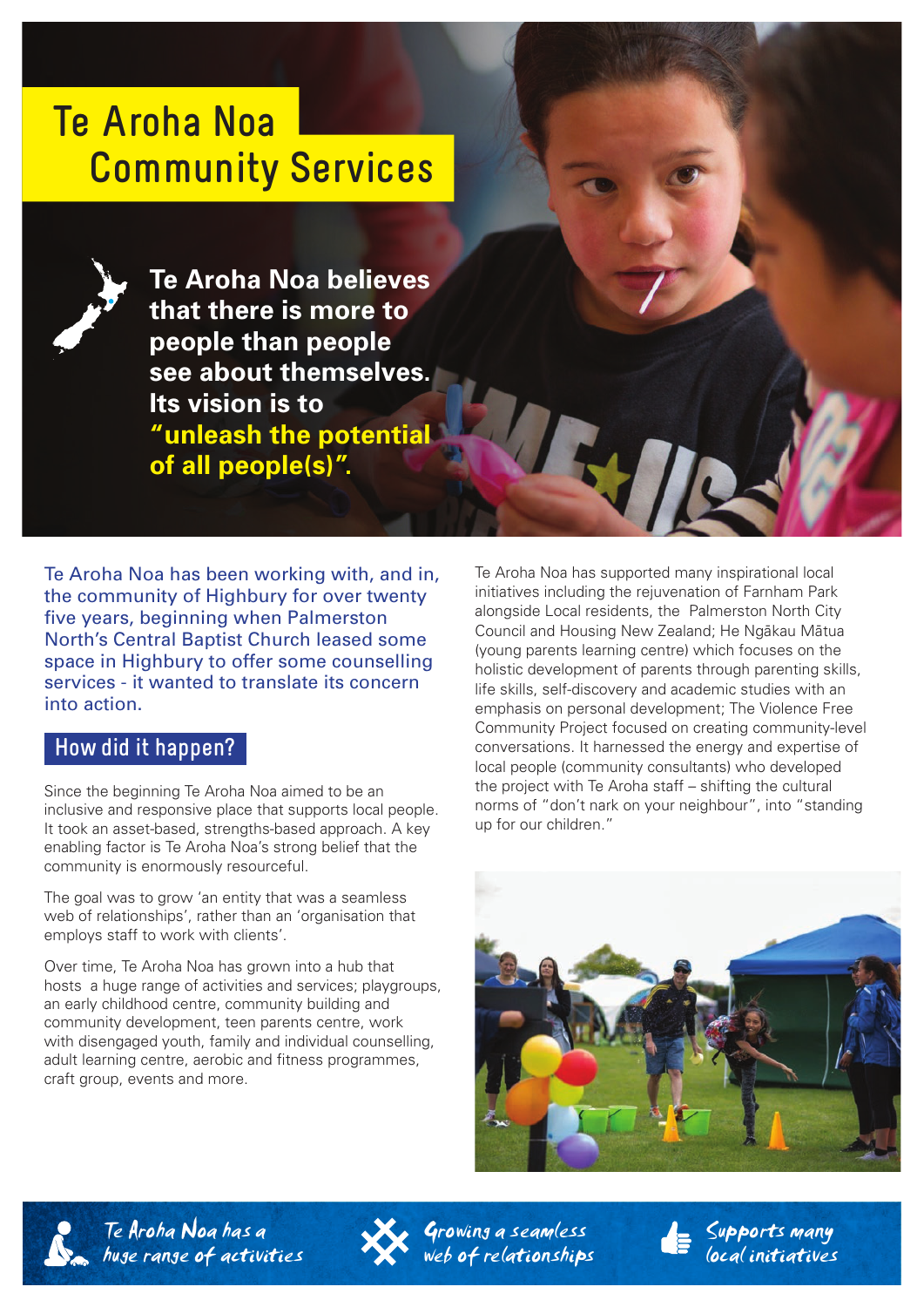# Te Aroha Noa Community Services

**Te Aroha Noa believes that there is more to people than people see about themselves. Its vision is to "unleash the potential of all people(s)".**

Te Aroha Noa has been working with, and in, the community of Highbury for over twenty five years, beginning when Palmerston North's Central Baptist Church leased some space in Highbury to offer some counselling services - it wanted to translate its concern into action.

## How did it happen?

Since the beginning Te Aroha Noa aimed to be an inclusive and responsive place that supports local people. It took an asset-based, strengths-based approach. A key enabling factor is Te Aroha Noa's strong belief that the community is enormously resourceful.

The goal was to grow 'an entity that was a seamless web of relationships', rather than an 'organisation that employs staff to work with clients'.

Over time, Te Aroha Noa has grown into a hub that hosts a huge range of activities and services; playgroups, an early childhood centre, community building and community development, teen parents centre, work with disengaged youth, family and individual counselling, adult learning centre, aerobic and fitness programmes, craft group, events and more.

Te Aroha Noa has supported many inspirational local initiatives including the rejuvenation of Farnham Park alongside Local residents, the Palmerston North City Council and Housing New Zealand; He Ngākau Mātua (young parents learning centre) which focuses on the holistic development of parents through parenting skills, life skills, self-discovery and academic studies with an emphasis on personal development; The Violence Free Community Project focused on creating community-level conversations. It harnessed the energy and expertise of local people (community consultants) who developed the project with Te Aroha Noa staff – shifting the cultural norms of "don't nark on your neighbour", into "standing up for our children."

*Te Aroha Noa has a huge range of activities*

*Growing a seamless web of relationships*

*Supports many local initiatives*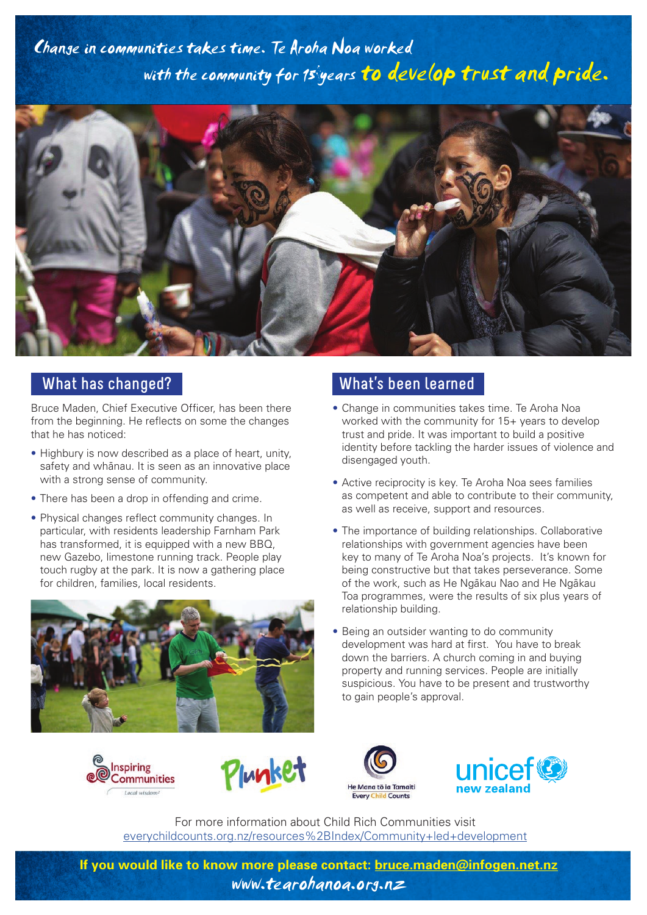Change in communities takes time. Te Aroha Noa worked with the community for 15 years to develop trust and pride.

## What has changed?

Bruce Maden, Chief Executive Officer, has been there from the beginning. He reflects on some the changes that he has noticed:

- Highbury is now described as a place of heart, unity, safety and whānau. It is seen as an innovative place with a strong sense of community.
- There has been a drop in offending and crime.
- Physical changes reflect community changes. In particular, with residents leadership Farnham Park has transformed, it is equipped with a new BBQ, new Gazebo, limestone running track. People play touch rugby at the park. It is now a gathering place for children, families, local residents.

## What's been learned

- Change in communities takes time. Te Aroha Noa worked with the community for 15+ years to develop trust and pride. It was important to build a positive identity before tackling the harder issues of violence and disengaged youth.
- Active reciprocity is key. Te Aroha Noa sees families as competent and able to contribute to their community, as well as receive, support and resources.
- The importance of building relationships. Collaborative relationships with government agencies have been key to many of Te Aroha Noa's projects. It's known for being constructive but that takes perseverance. Some of the work, such as He Ngākau Nao and He Ngākau Toa programmes, were the results of six plus years of relationship building.
- Being an outsider wanting to do community development was hard at first. You have to break down the barriers. A church coming in and buying property and running services. People are initially suspicious. You have to be present and trustworthy to gain people's approval.

Inspiring Communities — Local wisdom² | Plunket | He Mana tō ia Tamaiti — Every Child Counts | unicef new zealand

For more information about Child Rich Communities visit
everychildcounts.org.nz/resources%2BIndex/Community+led+development

**If you would like to know more please contact: bruce.maden@infogen.net.nz**

www.tearohanoa.org.nz